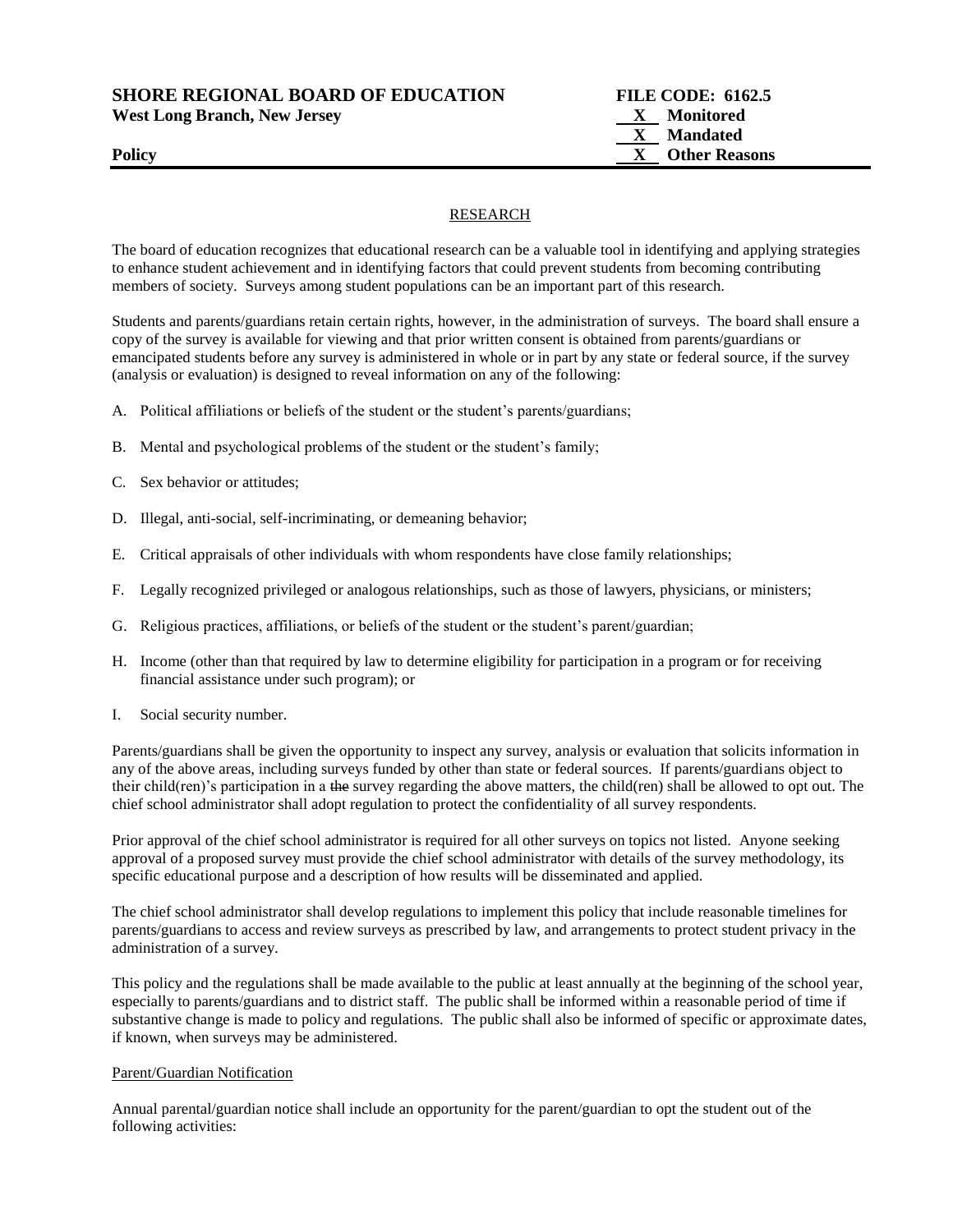**SHORE REGIONAL BOARD OF EDUCATION** **FILE CODE: 6162.5**
**West Long Branch, New Jersey** **X Monitored**
**X Mandated**
**Policy** **X Other Reasons**

RESEARCH

The board of education recognizes that educational research can be a valuable tool in identifying and applying strategies to enhance student achievement and in identifying factors that could prevent students from becoming contributing members of society. Surveys among student populations can be an important part of this research.

Students and parents/guardians retain certain rights, however, in the administration of surveys. The board shall ensure a copy of the survey is available for viewing and that prior written consent is obtained from parents/guardians or emancipated students before any survey is administered in whole or in part by any state or federal source, if the survey (analysis or evaluation) is designed to reveal information on any of the following:

A. Political affiliations or beliefs of the student or the student's parents/guardians;

B. Mental and psychological problems of the student or the student's family;

C. Sex behavior or attitudes;

D. Illegal, anti-social, self-incriminating, or demeaning behavior;

E. Critical appraisals of other individuals with whom respondents have close family relationships;

F. Legally recognized privileged or analogous relationships, such as those of lawyers, physicians, or ministers;

G. Religious practices, affiliations, or beliefs of the student or the student's parent/guardian;

H. Income (other than that required by law to determine eligibility for participation in a program or for receiving financial assistance under such program); or

I. Social security number.

Parents/guardians shall be given the opportunity to inspect any survey, analysis or evaluation that solicits information in any of the above areas, including surveys funded by other than state or federal sources. If parents/guardians object to their child(ren)'s participation in a ~~the~~ survey regarding the above matters, the child(ren) shall be allowed to opt out. The chief school administrator shall adopt regulation to protect the confidentiality of all survey respondents.

Prior approval of the chief school administrator is required for all other surveys on topics not listed. Anyone seeking approval of a proposed survey must provide the chief school administrator with details of the survey methodology, its specific educational purpose and a description of how results will be disseminated and applied.

The chief school administrator shall develop regulations to implement this policy that include reasonable timelines for parents/guardians to access and review surveys as prescribed by law, and arrangements to protect student privacy in the administration of a survey.

This policy and the regulations shall be made available to the public at least annually at the beginning of the school year, especially to parents/guardians and to district staff. The public shall be informed within a reasonable period of time if substantive change is made to policy and regulations. The public shall also be informed of specific or approximate dates, if known, when surveys may be administered.

Parent/Guardian Notification

Annual parental/guardian notice shall include an opportunity for the parent/guardian to opt the student out of the following activities: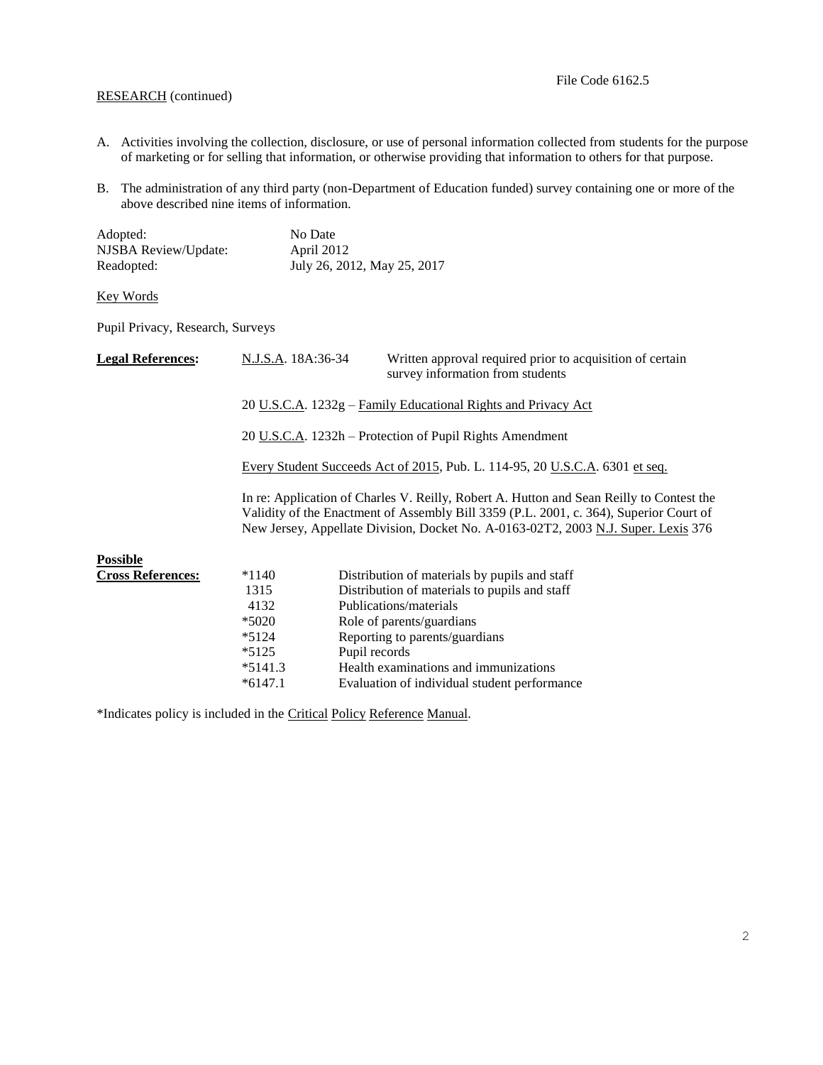RESEARCH (continued)

A. Activities involving the collection, disclosure, or use of personal information collected from students for the purpose of marketing or for selling that information, or otherwise providing that information to others for that purpose.

B. The administration of any third party (non-Department of Education funded) survey containing one or more of the above described nine items of information.

| | |
|---|---|
| Adopted: | No Date |
| NJSBA Review/Update: | April 2012 |
| Readopted: | July 26, 2012, May 25, 2017 |

Key Words

Pupil Privacy, Research, Surveys

**Legal References:**

N.J.S.A. 18A:36-34 — Written approval required prior to acquisition of certain survey information from students

20 U.S.C.A. 1232g – Family Educational Rights and Privacy Act

20 U.S.C.A. 1232h – Protection of Pupil Rights Amendment

Every Student Succeeds Act of 2015, Pub. L. 114-95, 20 U.S.C.A. 6301 et seq.

In re: Application of Charles V. Reilly, Robert A. Hutton and Sean Reilly to Contest the Validity of the Enactment of Assembly Bill 3359 (P.L. 2001, c. 364), Superior Court of New Jersey, Appellate Division, Docket No. A-0163-02T2, 2003 N.J. Super. Lexis 376

**Possible Cross References:**

| | |
|---|---|
| *1140 | Distribution of materials by pupils and staff |
| 1315 | Distribution of materials to pupils and staff |
| 4132 | Publications/materials |
| *5020 | Role of parents/guardians |
| *5124 | Reporting to parents/guardians |
| *5125 | Pupil records |
| *5141.3 | Health examinations and immunizations |
| *6147.1 | Evaluation of individual student performance |

*Indicates policy is included in the Critical Policy Reference Manual.